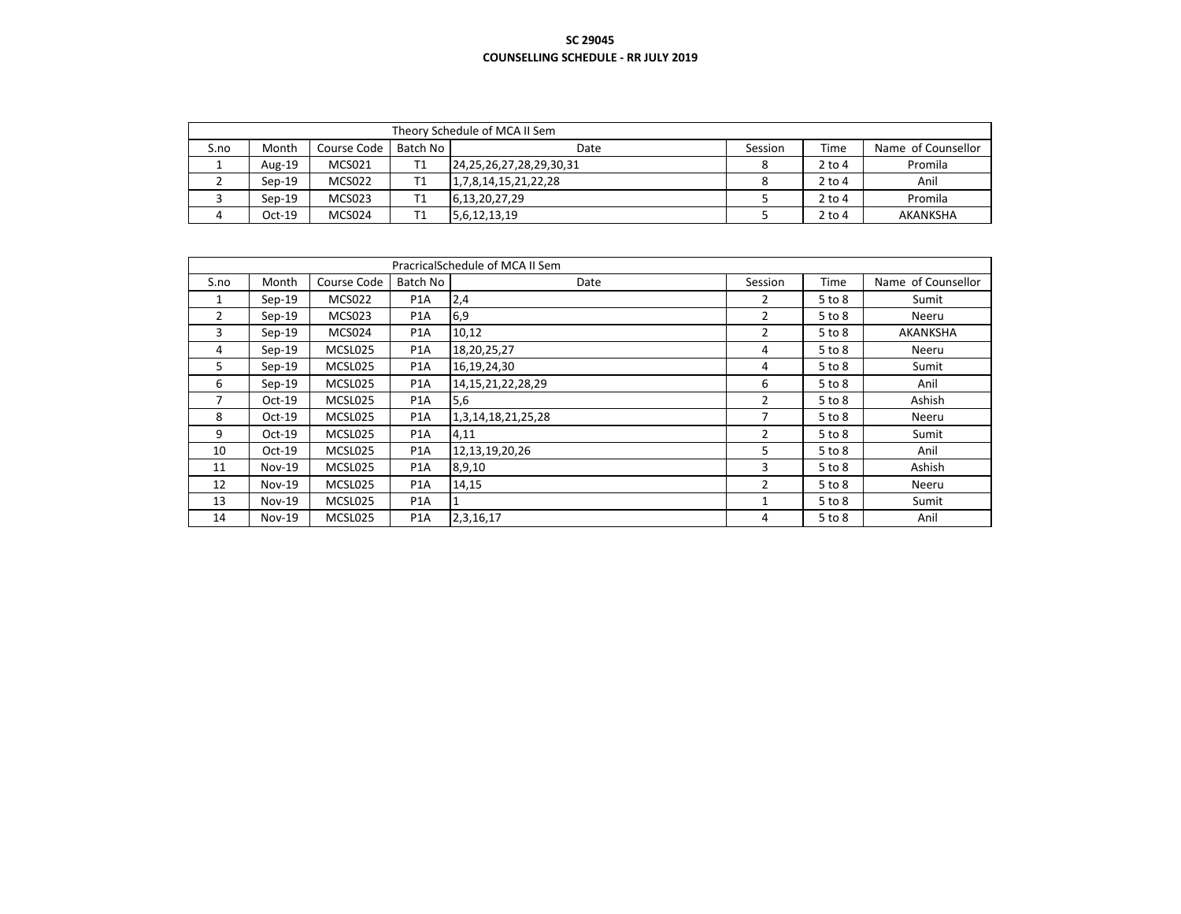**SC 29045**

**COUNSELLING SCHEDULE - RR JULY 2019**

| Theory Schedule of MCA II Sem | | | | | | | |
|---|---|---|---|---|---|---|---|
| S.no | Month | Course Code | Batch No | Date | Session | Time | Name of Counsellor |
| 1 | Aug-19 | MCS021 | T1 | 24,25,26,27,28,29,30,31 | 8 | 2 to 4 | Promila |
| 2 | Sep-19 | MCS022 | T1 | 1,7,8,14,15,21,22,28 | 8 | 2 to 4 | Anil |
| 3 | Sep-19 | MCS023 | T1 | 6,13,20,27,29 | 5 | 2 to 4 | Promila |
| 4 | Oct-19 | MCS024 | T1 | 5,6,12,13,19 | 5 | 2 to 4 | AKANKSHA |

| PracricalSchedule of MCA II Sem | | | | | | | |
|---|---|---|---|---|---|---|---|
| S.no | Month | Course Code | Batch No | Date | Session | Time | Name of Counsellor |
| 1 | Sep-19 | MCS022 | P1A | 2,4 | 2 | 5 to 8 | Sumit |
| 2 | Sep-19 | MCS023 | P1A | 6,9 | 2 | 5 to 8 | Neeru |
| 3 | Sep-19 | MCS024 | P1A | 10,12 | 2 | 5 to 8 | AKANKSHA |
| 4 | Sep-19 | MCSL025 | P1A | 18,20,25,27 | 4 | 5 to 8 | Neeru |
| 5 | Sep-19 | MCSL025 | P1A | 16,19,24,30 | 4 | 5 to 8 | Sumit |
| 6 | Sep-19 | MCSL025 | P1A | 14,15,21,22,28,29 | 6 | 5 to 8 | Anil |
| 7 | Oct-19 | MCSL025 | P1A | 5,6 | 2 | 5 to 8 | Ashish |
| 8 | Oct-19 | MCSL025 | P1A | 1,3,14,18,21,25,28 | 7 | 5 to 8 | Neeru |
| 9 | Oct-19 | MCSL025 | P1A | 4,11 | 2 | 5 to 8 | Sumit |
| 10 | Oct-19 | MCSL025 | P1A | 12,13,19,20,26 | 5 | 5 to 8 | Anil |
| 11 | Nov-19 | MCSL025 | P1A | 8,9,10 | 3 | 5 to 8 | Ashish |
| 12 | Nov-19 | MCSL025 | P1A | 14,15 | 2 | 5 to 8 | Neeru |
| 13 | Nov-19 | MCSL025 | P1A | 1 | 1 | 5 to 8 | Sumit |
| 14 | Nov-19 | MCSL025 | P1A | 2,3,16,17 | 4 | 5 to 8 | Anil |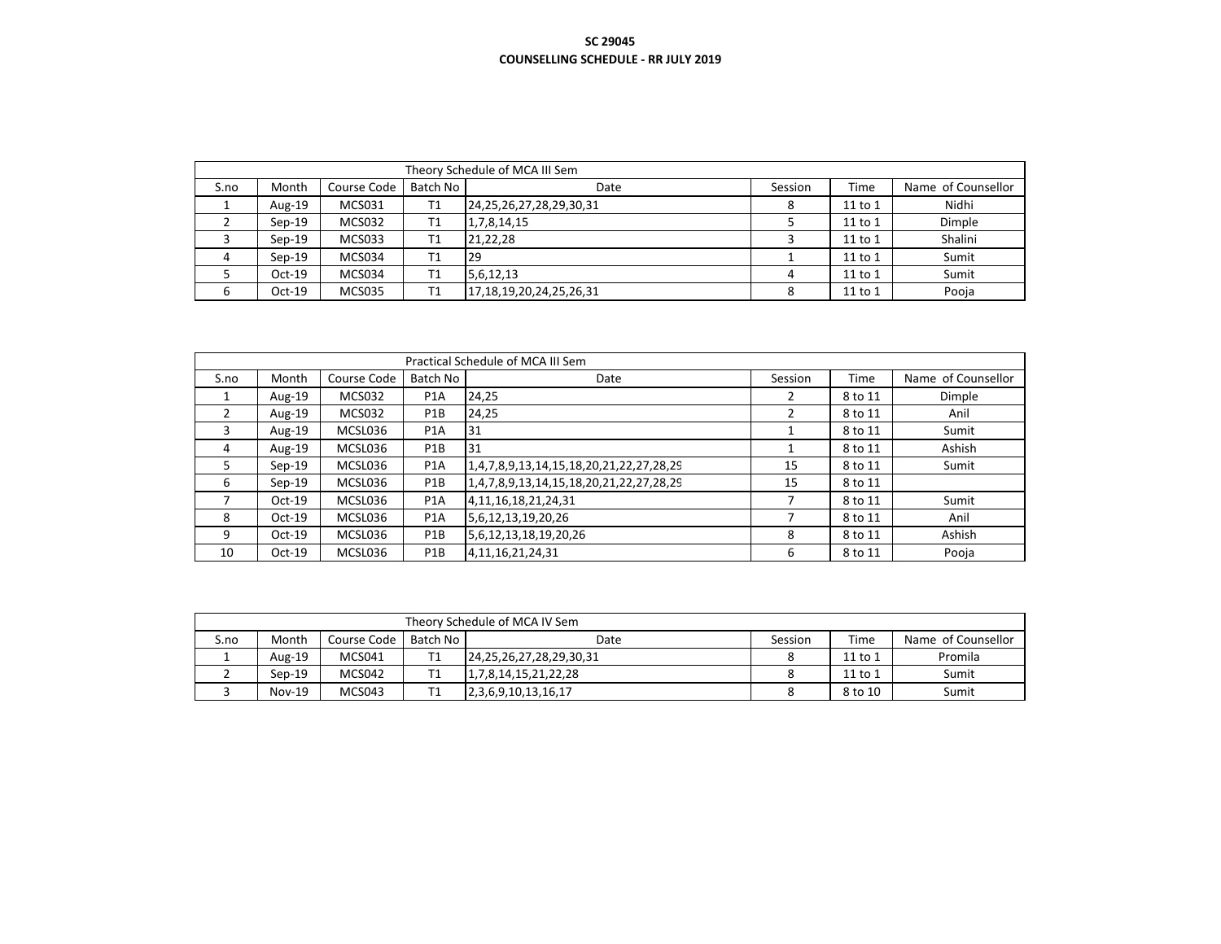**SC 29045**

**COUNSELLING SCHEDULE - RR JULY 2019**

| Theory Schedule of MCA III Sem | | | | | | | |
|---|---|---|---|---|---|---|---|
| S.no | Month | Course Code | Batch No | Date | Session | Time | Name of Counsellor |
| 1 | Aug-19 | MCS031 | T1 | 24,25,26,27,28,29,30,31 | 8 | 11 to 1 | Nidhi |
| 2 | Sep-19 | MCS032 | T1 | 1,7,8,14,15 | 5 | 11 to 1 | Dimple |
| 3 | Sep-19 | MCS033 | T1 | 21,22,28 | 3 | 11 to 1 | Shalini |
| 4 | Sep-19 | MCS034 | T1 | 29 | 1 | 11 to 1 | Sumit |
| 5 | Oct-19 | MCS034 | T1 | 5,6,12,13 | 4 | 11 to 1 | Sumit |
| 6 | Oct-19 | MCS035 | T1 | 17,18,19,20,24,25,26,31 | 8 | 11 to 1 | Pooja |

| Practical Schedule of MCA III Sem | | | | | | | |
|---|---|---|---|---|---|---|---|
| S.no | Month | Course Code | Batch No | Date | Session | Time | Name of Counsellor |
| 1 | Aug-19 | MCS032 | P1A | 24,25 | 2 | 8 to 11 | Dimple |
| 2 | Aug-19 | MCS032 | P1B | 24,25 | 2 | 8 to 11 | Anil |
| 3 | Aug-19 | MCSL036 | P1A | 31 | 1 | 8 to 11 | Sumit |
| 4 | Aug-19 | MCSL036 | P1B | 31 | 1 | 8 to 11 | Ashish |
| 5 | Sep-19 | MCSL036 | P1A | 1,4,7,8,9,13,14,15,18,20,21,22,27,28,29 | 15 | 8 to 11 | Sumit |
| 6 | Sep-19 | MCSL036 | P1B | 1,4,7,8,9,13,14,15,18,20,21,22,27,28,29 | 15 | 8 to 11 | |
| 7 | Oct-19 | MCSL036 | P1A | 4,11,16,18,21,24,31 | 7 | 8 to 11 | Sumit |
| 8 | Oct-19 | MCSL036 | P1A | 5,6,12,13,19,20,26 | 7 | 8 to 11 | Anil |
| 9 | Oct-19 | MCSL036 | P1B | 5,6,12,13,18,19,20,26 | 8 | 8 to 11 | Ashish |
| 10 | Oct-19 | MCSL036 | P1B | 4,11,16,21,24,31 | 6 | 8 to 11 | Pooja |

| Theory Schedule of MCA IV Sem | | | | | | | |
|---|---|---|---|---|---|---|---|
| S.no | Month | Course Code | Batch No | Date | Session | Time | Name of Counsellor |
| 1 | Aug-19 | MCS041 | T1 | 24,25,26,27,28,29,30,31 | 8 | 11 to 1 | Promila |
| 2 | Sep-19 | MCS042 | T1 | 1,7,8,14,15,21,22,28 | 8 | 11 to 1 | Sumit |
| 3 | Nov-19 | MCS043 | T1 | 2,3,6,9,10,13,16,17 | 8 | 8 to 10 | Sumit |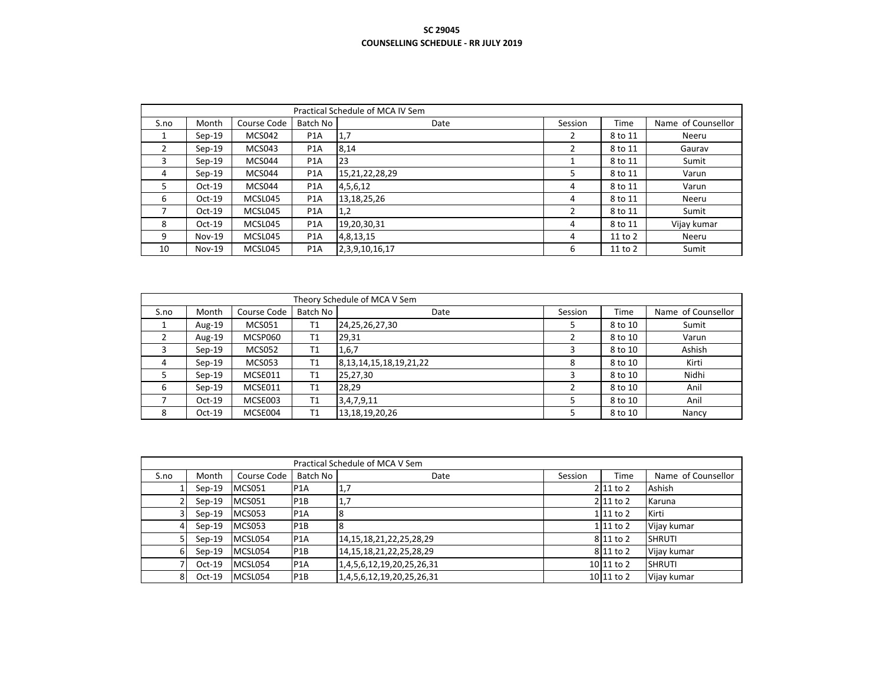**SC 29045**

**COUNSELLING SCHEDULE - RR JULY 2019**

| Practical Schedule of MCA IV Sem | | | | | | | |
|---|---|---|---|---|---|---|---|
| S.no | Month | Course Code | Batch No | Date | Session | Time | Name of Counsellor |
| 1 | Sep-19 | MCS042 | P1A | 1,7 | 2 | 8 to 11 | Neeru |
| 2 | Sep-19 | MCS043 | P1A | 8,14 | 2 | 8 to 11 | Gaurav |
| 3 | Sep-19 | MCS044 | P1A | 23 | 1 | 8 to 11 | Sumit |
| 4 | Sep-19 | MCS044 | P1A | 15,21,22,28,29 | 5 | 8 to 11 | Varun |
| 5 | Oct-19 | MCS044 | P1A | 4,5,6,12 | 4 | 8 to 11 | Varun |
| 6 | Oct-19 | MCSL045 | P1A | 13,18,25,26 | 4 | 8 to 11 | Neeru |
| 7 | Oct-19 | MCSL045 | P1A | 1,2 | 2 | 8 to 11 | Sumit |
| 8 | Oct-19 | MCSL045 | P1A | 19,20,30,31 | 4 | 8 to 11 | Vijay kumar |
| 9 | Nov-19 | MCSL045 | P1A | 4,8,13,15 | 4 | 11 to 2 | Neeru |
| 10 | Nov-19 | MCSL045 | P1A | 2,3,9,10,16,17 | 6 | 11 to 2 | Sumit |

| Theory Schedule of MCA V Sem | | | | | | | |
|---|---|---|---|---|---|---|---|
| S.no | Month | Course Code | Batch No | Date | Session | Time | Name of Counsellor |
| 1 | Aug-19 | MCS051 | T1 | 24,25,26,27,30 | 5 | 8 to 10 | Sumit |
| 2 | Aug-19 | MCSP060 | T1 | 29,31 | 2 | 8 to 10 | Varun |
| 3 | Sep-19 | MCS052 | T1 | 1,6,7 | 3 | 8 to 10 | Ashish |
| 4 | Sep-19 | MCS053 | T1 | 8,13,14,15,18,19,21,22 | 8 | 8 to 10 | Kirti |
| 5 | Sep-19 | MCSE011 | T1 | 25,27,30 | 3 | 8 to 10 | Nidhi |
| 6 | Sep-19 | MCSE011 | T1 | 28,29 | 2 | 8 to 10 | Anil |
| 7 | Oct-19 | MCSE003 | T1 | 3,4,7,9,11 | 5 | 8 to 10 | Anil |
| 8 | Oct-19 | MCSE004 | T1 | 13,18,19,20,26 | 5 | 8 to 10 | Nancy |

| Practical Schedule of MCA V Sem | | | | | | | |
|---|---|---|---|---|---|---|---|
| S.no | Month | Course Code | Batch No | Date | Session | Time | Name of Counsellor |
| 1 | Sep-19 | MCS051 | P1A | 1,7 | 2 | 11 to 2 | Ashish |
| 2 | Sep-19 | MCS051 | P1B | 1,7 | 2 | 11 to 2 | Karuna |
| 3 | Sep-19 | MCS053 | P1A | 8 | 1 | 11 to 2 | Kirti |
| 4 | Sep-19 | MCS053 | P1B | 8 | 1 | 11 to 2 | Vijay kumar |
| 5 | Sep-19 | MCSL054 | P1A | 14,15,18,21,22,25,28,29 | 8 | 11 to 2 | SHRUTI |
| 6 | Sep-19 | MCSL054 | P1B | 14,15,18,21,22,25,28,29 | 8 | 11 to 2 | Vijay kumar |
| 7 | Oct-19 | MCSL054 | P1A | 1,4,5,6,12,19,20,25,26,31 | 10 | 11 to 2 | SHRUTI |
| 8 | Oct-19 | MCSL054 | P1B | 1,4,5,6,12,19,20,25,26,31 | 10 | 11 to 2 | Vijay kumar |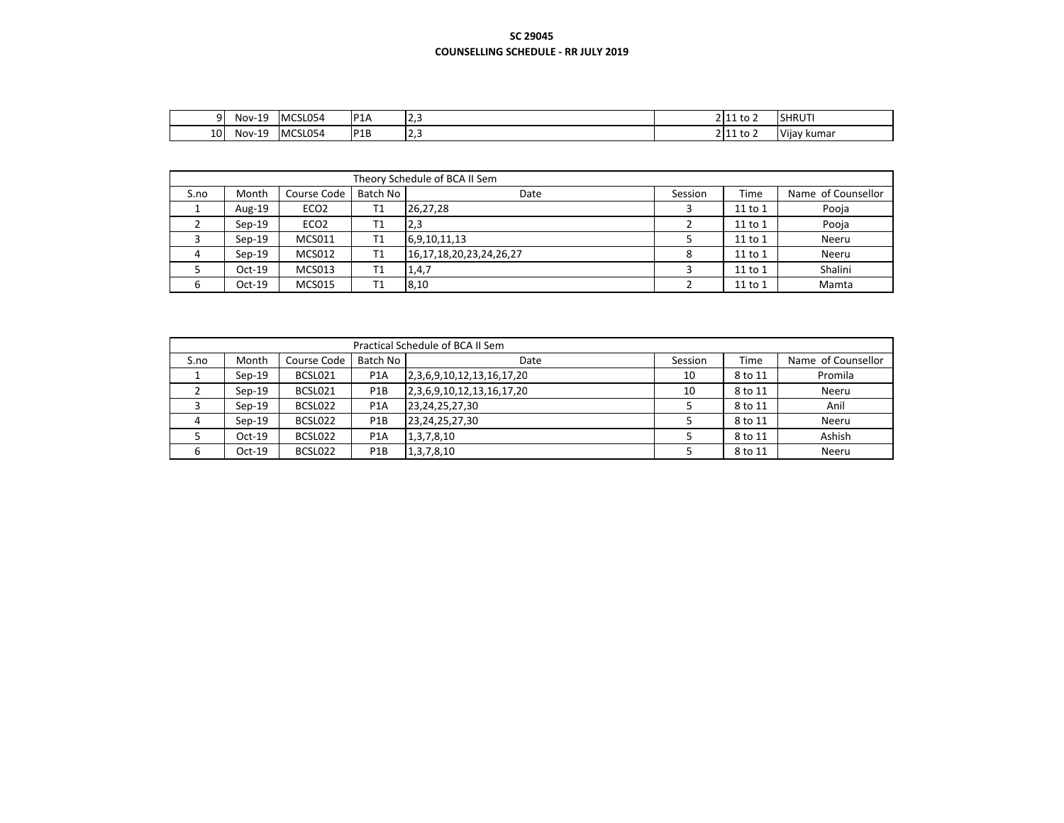**SC 29045**

**COUNSELLING SCHEDULE - RR JULY 2019**

| | | | | | | | |
|---|---|---|---|---|---|---|---|
| 9 | Nov-19 | MCSL054 | P1A | 2,3 | 2 | 11 to 2 | SHRUTI |
| 10 | Nov-19 | MCSL054 | P1B | 2,3 | 2 | 11 to 2 | Vijay kumar |

| Theory Schedule of BCA II Sem | | | | | | | |
|---|---|---|---|---|---|---|---|
| S.no | Month | Course Code | Batch No | Date | Session | Time | Name of Counsellor |
| 1 | Aug-19 | ECO2 | T1 | 26,27,28 | 3 | 11 to 1 | Pooja |
| 2 | Sep-19 | ECO2 | T1 | 2,3 | 2 | 11 to 1 | Pooja |
| 3 | Sep-19 | MCS011 | T1 | 6,9,10,11,13 | 5 | 11 to 1 | Neeru |
| 4 | Sep-19 | MCS012 | T1 | 16,17,18,20,23,24,26,27 | 8 | 11 to 1 | Neeru |
| 5 | Oct-19 | MCS013 | T1 | 1,4,7 | 3 | 11 to 1 | Shalini |
| 6 | Oct-19 | MCS015 | T1 | 8,10 | 2 | 11 to 1 | Mamta |

| Practical Schedule of BCA II Sem | | | | | | | |
|---|---|---|---|---|---|---|---|
| S.no | Month | Course Code | Batch No | Date | Session | Time | Name of Counsellor |
| 1 | Sep-19 | BCSL021 | P1A | 2,3,6,9,10,12,13,16,17,20 | 10 | 8 to 11 | Promila |
| 2 | Sep-19 | BCSL021 | P1B | 2,3,6,9,10,12,13,16,17,20 | 10 | 8 to 11 | Neeru |
| 3 | Sep-19 | BCSL022 | P1A | 23,24,25,27,30 | 5 | 8 to 11 | Anil |
| 4 | Sep-19 | BCSL022 | P1B | 23,24,25,27,30 | 5 | 8 to 11 | Neeru |
| 5 | Oct-19 | BCSL022 | P1A | 1,3,7,8,10 | 5 | 8 to 11 | Ashish |
| 6 | Oct-19 | BCSL022 | P1B | 1,3,7,8,10 | 5 | 8 to 11 | Neeru |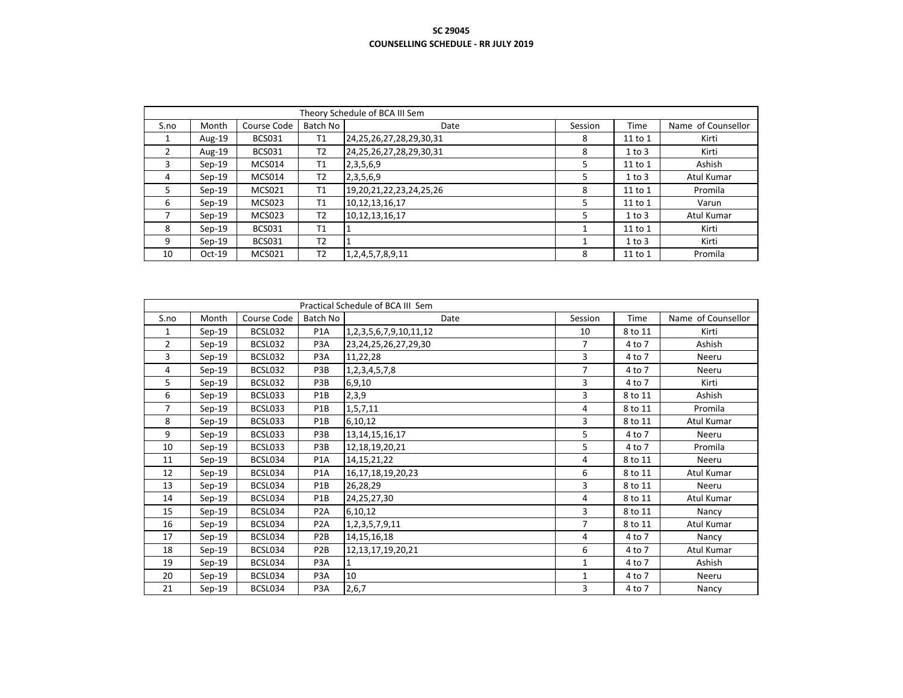**SC 29045**

**COUNSELLING SCHEDULE - RR JULY 2019**

| Theory Schedule of BCA III Sem | | | | | | | |
|---|---|---|---|---|---|---|---|
| S.no | Month | Course Code | Batch No | Date | Session | Time | Name of Counsellor |
| 1 | Aug-19 | BCS031 | T1 | 24,25,26,27,28,29,30,31 | 8 | 11 to 1 | Kirti |
| 2 | Aug-19 | BCS031 | T2 | 24,25,26,27,28,29,30,31 | 8 | 1 to 3 | Kirti |
| 3 | Sep-19 | MCS014 | T1 | 2,3,5,6,9 | 5 | 11 to 1 | Ashish |
| 4 | Sep-19 | MCS014 | T2 | 2,3,5,6,9 | 5 | 1 to 3 | Atul Kumar |
| 5 | Sep-19 | MCS021 | T1 | 19,20,21,22,23,24,25,26 | 8 | 11 to 1 | Promila |
| 6 | Sep-19 | MCS023 | T1 | 10,12,13,16,17 | 5 | 11 to 1 | Varun |
| 7 | Sep-19 | MCS023 | T2 | 10,12,13,16,17 | 5 | 1 to 3 | Atul Kumar |
| 8 | Sep-19 | BCS031 | T1 | 1 | 1 | 11 to 1 | Kirti |
| 9 | Sep-19 | BCS031 | T2 | 1 | 1 | 1 to 3 | Kirti |
| 10 | Oct-19 | MCS021 | T2 | 1,2,4,5,7,8,9,11 | 8 | 11 to 1 | Promila |

| Practical Schedule of BCA III Sem | | | | | | | |
|---|---|---|---|---|---|---|---|
| S.no | Month | Course Code | Batch No | Date | Session | Time | Name of Counsellor |
| 1 | Sep-19 | BCSL032 | P1A | 1,2,3,5,6,7,9,10,11,12 | 10 | 8 to 11 | Kirti |
| 2 | Sep-19 | BCSL032 | P3A | 23,24,25,26,27,29,30 | 7 | 4 to 7 | Ashish |
| 3 | Sep-19 | BCSL032 | P3A | 11,22,28 | 3 | 4 to 7 | Neeru |
| 4 | Sep-19 | BCSL032 | P3B | 1,2,3,4,5,7,8 | 7 | 4 to 7 | Neeru |
| 5 | Sep-19 | BCSL032 | P3B | 6,9,10 | 3 | 4 to 7 | Kirti |
| 6 | Sep-19 | BCSL033 | P1B | 2,3,9 | 3 | 8 to 11 | Ashish |
| 7 | Sep-19 | BCSL033 | P1B | 1,5,7,11 | 4 | 8 to 11 | Promila |
| 8 | Sep-19 | BCSL033 | P1B | 6,10,12 | 3 | 8 to 11 | Atul Kumar |
| 9 | Sep-19 | BCSL033 | P3B | 13,14,15,16,17 | 5 | 4 to 7 | Neeru |
| 10 | Sep-19 | BCSL033 | P3B | 12,18,19,20,21 | 5 | 4 to 7 | Promila |
| 11 | Sep-19 | BCSL034 | P1A | 14,15,21,22 | 4 | 8 to 11 | Neeru |
| 12 | Sep-19 | BCSL034 | P1A | 16,17,18,19,20,23 | 6 | 8 to 11 | Atul Kumar |
| 13 | Sep-19 | BCSL034 | P1B | 26,28,29 | 3 | 8 to 11 | Neeru |
| 14 | Sep-19 | BCSL034 | P1B | 24,25,27,30 | 4 | 8 to 11 | Atul Kumar |
| 15 | Sep-19 | BCSL034 | P2A | 6,10,12 | 3 | 8 to 11 | Nancy |
| 16 | Sep-19 | BCSL034 | P2A | 1,2,3,5,7,9,11 | 7 | 8 to 11 | Atul Kumar |
| 17 | Sep-19 | BCSL034 | P2B | 14,15,16,18 | 4 | 4 to 7 | Nancy |
| 18 | Sep-19 | BCSL034 | P2B | 12,13,17,19,20,21 | 6 | 4 to 7 | Atul Kumar |
| 19 | Sep-19 | BCSL034 | P3A | 1 | 1 | 4 to 7 | Ashish |
| 20 | Sep-19 | BCSL034 | P3A | 10 | 1 | 4 to 7 | Neeru |
| 21 | Sep-19 | BCSL034 | P3A | 2,6,7 | 3 | 4 to 7 | Nancy |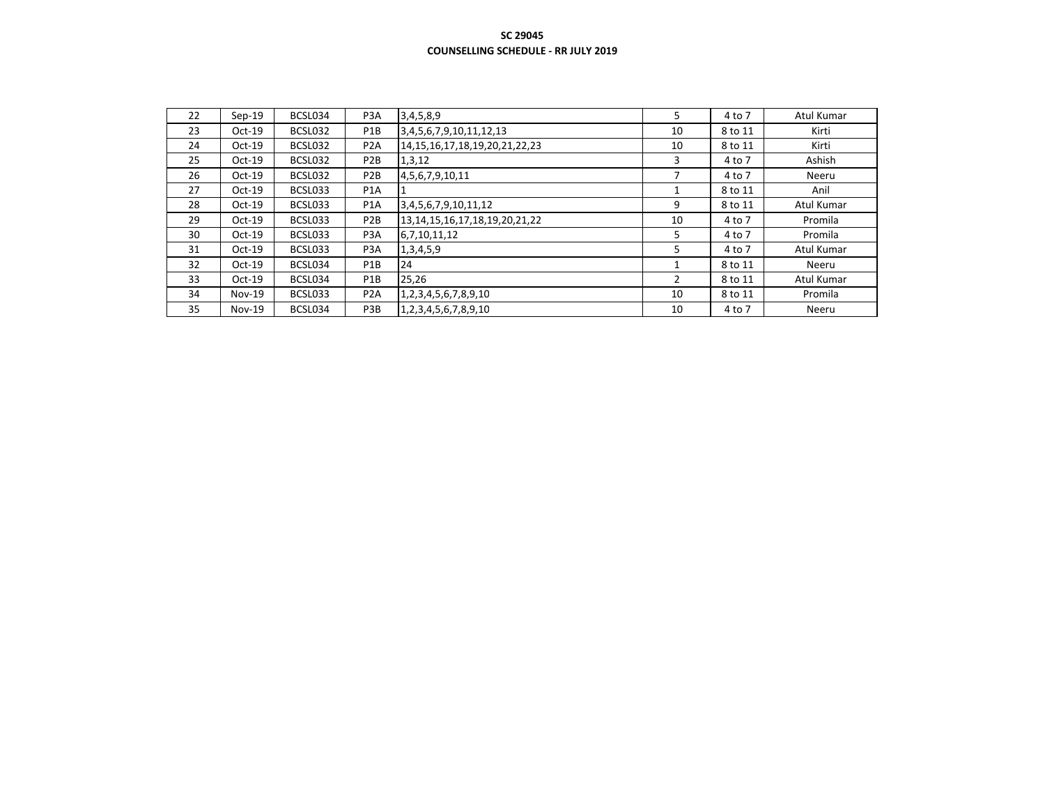**SC 29045**

**COUNSELLING SCHEDULE - RR JULY 2019**

| | | | | | | | |
|---|---|---|---|---|---|---|---|
| 22 | Sep-19 | BCSL034 | P3A | 3,4,5,8,9 | 5 | 4 to 7 | Atul Kumar |
| 23 | Oct-19 | BCSL032 | P1B | 3,4,5,6,7,9,10,11,12,13 | 10 | 8 to 11 | Kirti |
| 24 | Oct-19 | BCSL032 | P2A | 14,15,16,17,18,19,20,21,22,23 | 10 | 8 to 11 | Kirti |
| 25 | Oct-19 | BCSL032 | P2B | 1,3,12 | 3 | 4 to 7 | Ashish |
| 26 | Oct-19 | BCSL032 | P2B | 4,5,6,7,9,10,11 | 7 | 4 to 7 | Neeru |
| 27 | Oct-19 | BCSL033 | P1A | 1 | 1 | 8 to 11 | Anil |
| 28 | Oct-19 | BCSL033 | P1A | 3,4,5,6,7,9,10,11,12 | 9 | 8 to 11 | Atul Kumar |
| 29 | Oct-19 | BCSL033 | P2B | 13,14,15,16,17,18,19,20,21,22 | 10 | 4 to 7 | Promila |
| 30 | Oct-19 | BCSL033 | P3A | 6,7,10,11,12 | 5 | 4 to 7 | Promila |
| 31 | Oct-19 | BCSL033 | P3A | 1,3,4,5,9 | 5 | 4 to 7 | Atul Kumar |
| 32 | Oct-19 | BCSL034 | P1B | 24 | 1 | 8 to 11 | Neeru |
| 33 | Oct-19 | BCSL034 | P1B | 25,26 | 2 | 8 to 11 | Atul Kumar |
| 34 | Nov-19 | BCSL033 | P2A | 1,2,3,4,5,6,7,8,9,10 | 10 | 8 to 11 | Promila |
| 35 | Nov-19 | BCSL034 | P3B | 1,2,3,4,5,6,7,8,9,10 | 10 | 4 to 7 | Neeru |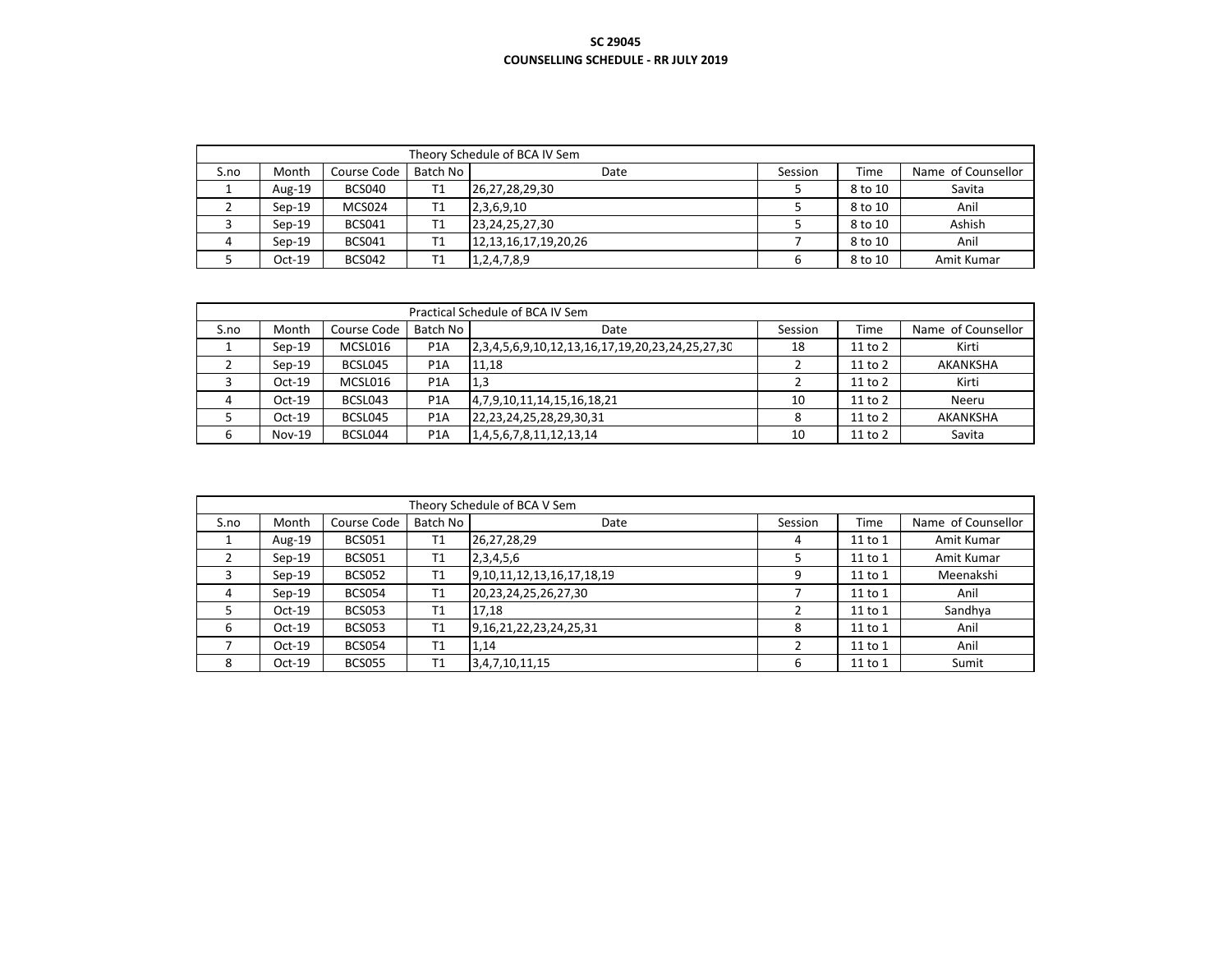**SC 29045**

**COUNSELLING SCHEDULE - RR JULY 2019**

| Theory Schedule of BCA IV Sem | | | | | | | |
|---|---|---|---|---|---|---|---|
| S.no | Month | Course Code | Batch No | Date | Session | Time | Name of Counsellor |
| 1 | Aug-19 | BCS040 | T1 | 26,27,28,29,30 | 5 | 8 to 10 | Savita |
| 2 | Sep-19 | MCS024 | T1 | 2,3,6,9,10 | 5 | 8 to 10 | Anil |
| 3 | Sep-19 | BCS041 | T1 | 23,24,25,27,30 | 5 | 8 to 10 | Ashish |
| 4 | Sep-19 | BCS041 | T1 | 12,13,16,17,19,20,26 | 7 | 8 to 10 | Anil |
| 5 | Oct-19 | BCS042 | T1 | 1,2,4,7,8,9 | 6 | 8 to 10 | Amit Kumar |

| Practical Schedule of BCA IV Sem | | | | | | | |
|---|---|---|---|---|---|---|---|
| S.no | Month | Course Code | Batch No | Date | Session | Time | Name of Counsellor |
| 1 | Sep-19 | MCSL016 | P1A | 2,3,4,5,6,9,10,12,13,16,17,19,20,23,24,25,27,30 | 18 | 11 to 2 | Kirti |
| 2 | Sep-19 | BCSL045 | P1A | 11,18 | 2 | 11 to 2 | AKANKSHA |
| 3 | Oct-19 | MCSL016 | P1A | 1,3 | 2 | 11 to 2 | Kirti |
| 4 | Oct-19 | BCSL043 | P1A | 4,7,9,10,11,14,15,16,18,21 | 10 | 11 to 2 | Neeru |
| 5 | Oct-19 | BCSL045 | P1A | 22,23,24,25,28,29,30,31 | 8 | 11 to 2 | AKANKSHA |
| 6 | Nov-19 | BCSL044 | P1A | 1,4,5,6,7,8,11,12,13,14 | 10 | 11 to 2 | Savita |

| Theory Schedule of BCA V Sem | | | | | | | |
|---|---|---|---|---|---|---|---|
| S.no | Month | Course Code | Batch No | Date | Session | Time | Name of Counsellor |
| 1 | Aug-19 | BCS051 | T1 | 26,27,28,29 | 4 | 11 to 1 | Amit Kumar |
| 2 | Sep-19 | BCS051 | T1 | 2,3,4,5,6 | 5 | 11 to 1 | Amit Kumar |
| 3 | Sep-19 | BCS052 | T1 | 9,10,11,12,13,16,17,18,19 | 9 | 11 to 1 | Meenakshi |
| 4 | Sep-19 | BCS054 | T1 | 20,23,24,25,26,27,30 | 7 | 11 to 1 | Anil |
| 5 | Oct-19 | BCS053 | T1 | 17,18 | 2 | 11 to 1 | Sandhya |
| 6 | Oct-19 | BCS053 | T1 | 9,16,21,22,23,24,25,31 | 8 | 11 to 1 | Anil |
| 7 | Oct-19 | BCS054 | T1 | 1,14 | 2 | 11 to 1 | Anil |
| 8 | Oct-19 | BCS055 | T1 | 3,4,7,10,11,15 | 6 | 11 to 1 | Sumit |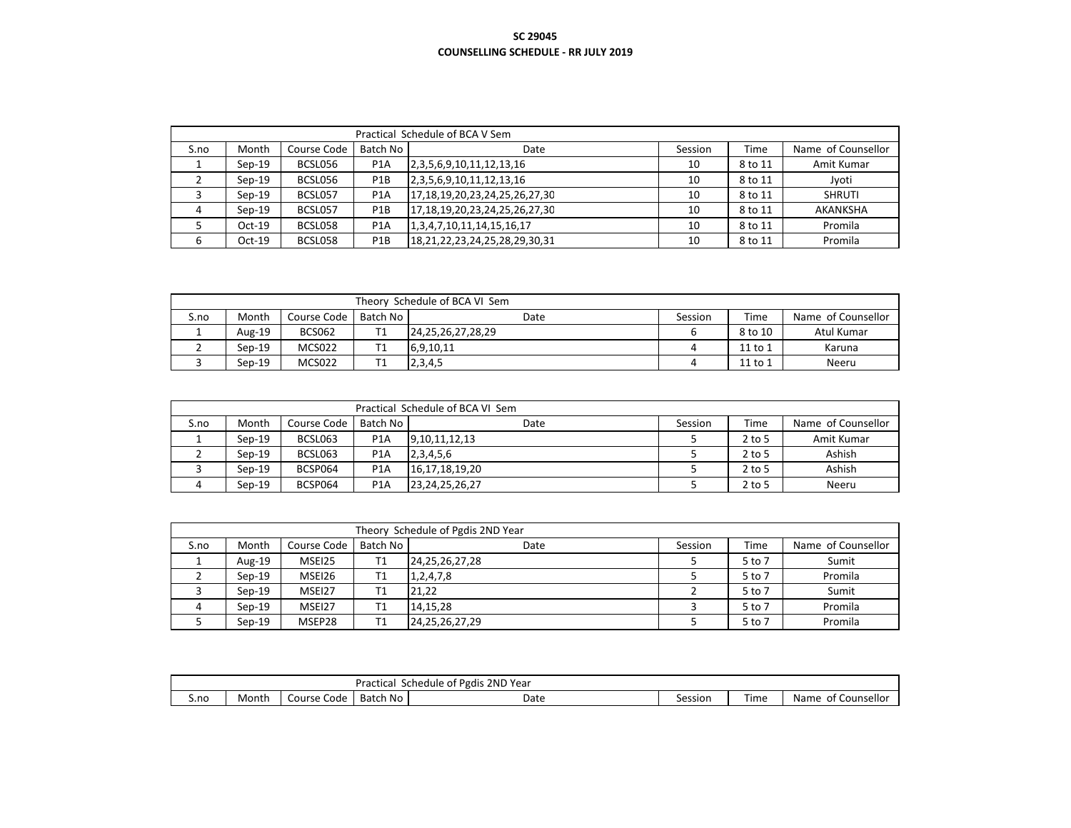**SC 29045**

**COUNSELLING SCHEDULE - RR JULY 2019**

| Practical Schedule of BCA V Sem | | | | | | | |
|---|---|---|---|---|---|---|---|
| S.no | Month | Course Code | Batch No | Date | Session | Time | Name of Counsellor |
| 1 | Sep-19 | BCSL056 | P1A | 2,3,5,6,9,10,11,12,13,16 | 10 | 8 to 11 | Amit Kumar |
| 2 | Sep-19 | BCSL056 | P1B | 2,3,5,6,9,10,11,12,13,16 | 10 | 8 to 11 | Jyoti |
| 3 | Sep-19 | BCSL057 | P1A | 17,18,19,20,23,24,25,26,27,30 | 10 | 8 to 11 | SHRUTI |
| 4 | Sep-19 | BCSL057 | P1B | 17,18,19,20,23,24,25,26,27,30 | 10 | 8 to 11 | AKANKSHA |
| 5 | Oct-19 | BCSL058 | P1A | 1,3,4,7,10,11,14,15,16,17 | 10 | 8 to 11 | Promila |
| 6 | Oct-19 | BCSL058 | P1B | 18,21,22,23,24,25,28,29,30,31 | 10 | 8 to 11 | Promila |

| Theory Schedule of BCA VI Sem | | | | | | | |
|---|---|---|---|---|---|---|---|
| S.no | Month | Course Code | Batch No | Date | Session | Time | Name of Counsellor |
| 1 | Aug-19 | BCS062 | T1 | 24,25,26,27,28,29 | 6 | 8 to 10 | Atul Kumar |
| 2 | Sep-19 | MCS022 | T1 | 6,9,10,11 | 4 | 11 to 1 | Karuna |
| 3 | Sep-19 | MCS022 | T1 | 2,3,4,5 | 4 | 11 to 1 | Neeru |

| Practical Schedule of BCA VI Sem | | | | | | | |
|---|---|---|---|---|---|---|---|
| S.no | Month | Course Code | Batch No | Date | Session | Time | Name of Counsellor |
| 1 | Sep-19 | BCSL063 | P1A | 9,10,11,12,13 | 5 | 2 to 5 | Amit Kumar |
| 2 | Sep-19 | BCSL063 | P1A | 2,3,4,5,6 | 5 | 2 to 5 | Ashish |
| 3 | Sep-19 | BCSP064 | P1A | 16,17,18,19,20 | 5 | 2 to 5 | Ashish |
| 4 | Sep-19 | BCSP064 | P1A | 23,24,25,26,27 | 5 | 2 to 5 | Neeru |

| Theory Schedule of Pgdis 2ND Year | | | | | | | |
|---|---|---|---|---|---|---|---|
| S.no | Month | Course Code | Batch No | Date | Session | Time | Name of Counsellor |
| 1 | Aug-19 | MSEI25 | T1 | 24,25,26,27,28 | 5 | 5 to 7 | Sumit |
| 2 | Sep-19 | MSEI26 | T1 | 1,2,4,7,8 | 5 | 5 to 7 | Promila |
| 3 | Sep-19 | MSEI27 | T1 | 21,22 | 2 | 5 to 7 | Sumit |
| 4 | Sep-19 | MSEI27 | T1 | 14,15,28 | 3 | 5 to 7 | Promila |
| 5 | Sep-19 | MSEP28 | T1 | 24,25,26,27,29 | 5 | 5 to 7 | Promila |

| Practical Schedule of Pgdis 2ND Year | | | | | | | |
|---|---|---|---|---|---|---|---|
| S.no | Month | Course Code | Batch No | Date | Session | Time | Name of Counsellor |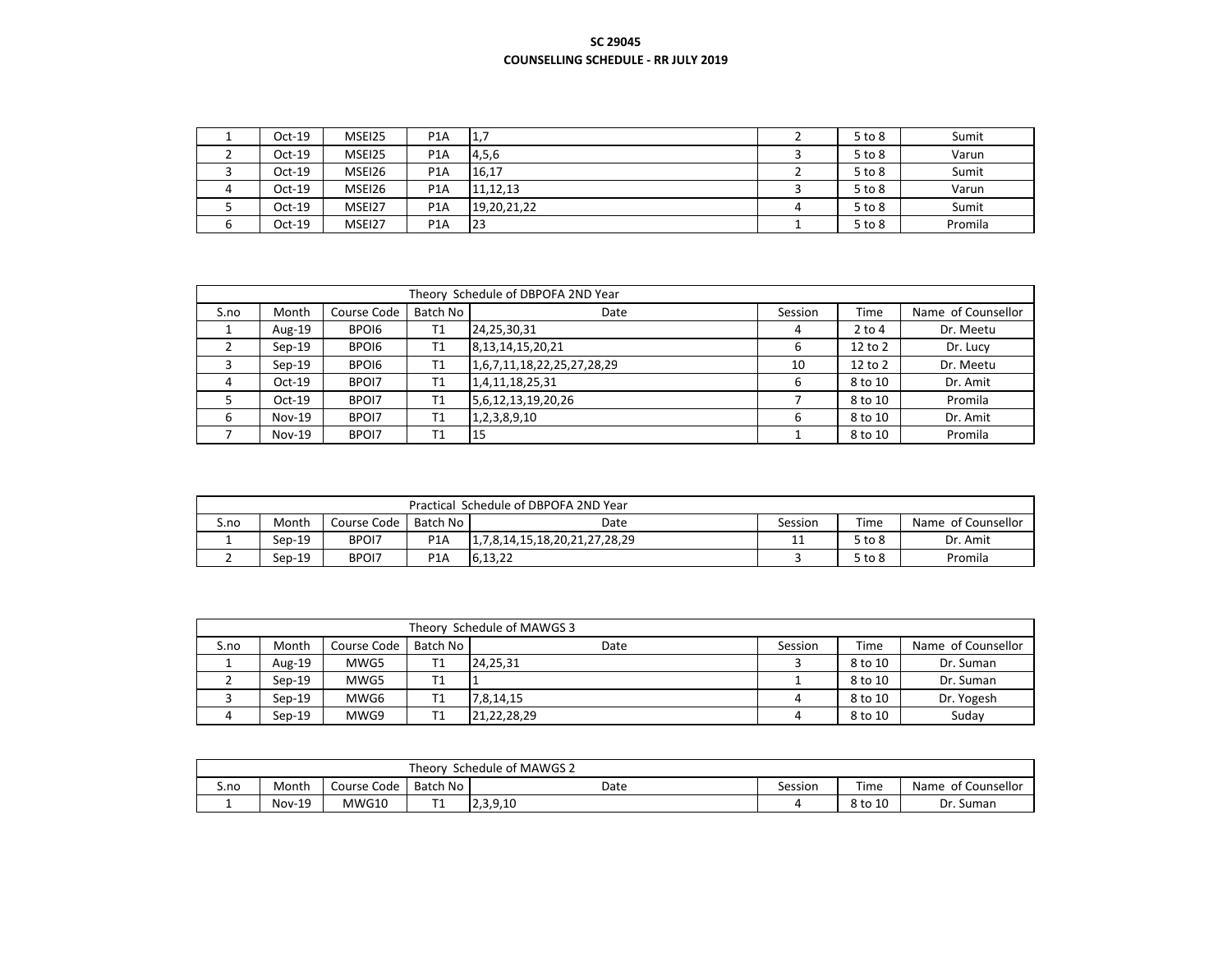**SC 29045**

**COUNSELLING SCHEDULE - RR JULY 2019**

| | | | | | | | |
|---|---|---|---|---|---|---|---|
| 1 | Oct-19 | MSEI25 | P1A | 1,7 | 2 | 5 to 8 | Sumit |
| 2 | Oct-19 | MSEI25 | P1A | 4,5,6 | 3 | 5 to 8 | Varun |
| 3 | Oct-19 | MSEI26 | P1A | 16,17 | 2 | 5 to 8 | Sumit |
| 4 | Oct-19 | MSEI26 | P1A | 11,12,13 | 3 | 5 to 8 | Varun |
| 5 | Oct-19 | MSEI27 | P1A | 19,20,21,22 | 4 | 5 to 8 | Sumit |
| 6 | Oct-19 | MSEI27 | P1A | 23 | 1 | 5 to 8 | Promila |

| Theory Schedule of DBPOFA 2ND Year | | | | | | | |
|---|---|---|---|---|---|---|---|
| S.no | Month | Course Code | Batch No | Date | Session | Time | Name of Counsellor |
| 1 | Aug-19 | BPOI6 | T1 | 24,25,30,31 | 4 | 2 to 4 | Dr. Meetu |
| 2 | Sep-19 | BPOI6 | T1 | 8,13,14,15,20,21 | 6 | 12 to 2 | Dr. Lucy |
| 3 | Sep-19 | BPOI6 | T1 | 1,6,7,11,18,22,25,27,28,29 | 10 | 12 to 2 | Dr. Meetu |
| 4 | Oct-19 | BPOI7 | T1 | 1,4,11,18,25,31 | 6 | 8 to 10 | Dr. Amit |
| 5 | Oct-19 | BPOI7 | T1 | 5,6,12,13,19,20,26 | 7 | 8 to 10 | Promila |
| 6 | Nov-19 | BPOI7 | T1 | 1,2,3,8,9,10 | 6 | 8 to 10 | Dr. Amit |
| 7 | Nov-19 | BPOI7 | T1 | 15 | 1 | 8 to 10 | Promila |

| Practical Schedule of DBPOFA 2ND Year | | | | | | | |
|---|---|---|---|---|---|---|---|
| S.no | Month | Course Code | Batch No | Date | Session | Time | Name of Counsellor |
| 1 | Sep-19 | BPOI7 | P1A | 1,7,8,14,15,18,20,21,27,28,29 | 11 | 5 to 8 | Dr. Amit |
| 2 | Sep-19 | BPOI7 | P1A | 6,13,22 | 3 | 5 to 8 | Promila |

| Theory Schedule of MAWGS 3 | | | | | | | |
|---|---|---|---|---|---|---|---|
| S.no | Month | Course Code | Batch No | Date | Session | Time | Name of Counsellor |
| 1 | Aug-19 | MWG5 | T1 | 24,25,31 | 3 | 8 to 10 | Dr. Suman |
| 2 | Sep-19 | MWG5 | T1 | 1 | 1 | 8 to 10 | Dr. Suman |
| 3 | Sep-19 | MWG6 | T1 | 7,8,14,15 | 4 | 8 to 10 | Dr. Yogesh |
| 4 | Sep-19 | MWG9 | T1 | 21,22,28,29 | 4 | 8 to 10 | Suday |

| Theory Schedule of MAWGS 2 | | | | | | | |
|---|---|---|---|---|---|---|---|
| S.no | Month | Course Code | Batch No | Date | Session | Time | Name of Counsellor |
| 1 | Nov-19 | MWG10 | T1 | 2,3,9,10 | 4 | 8 to 10 | Dr. Suman |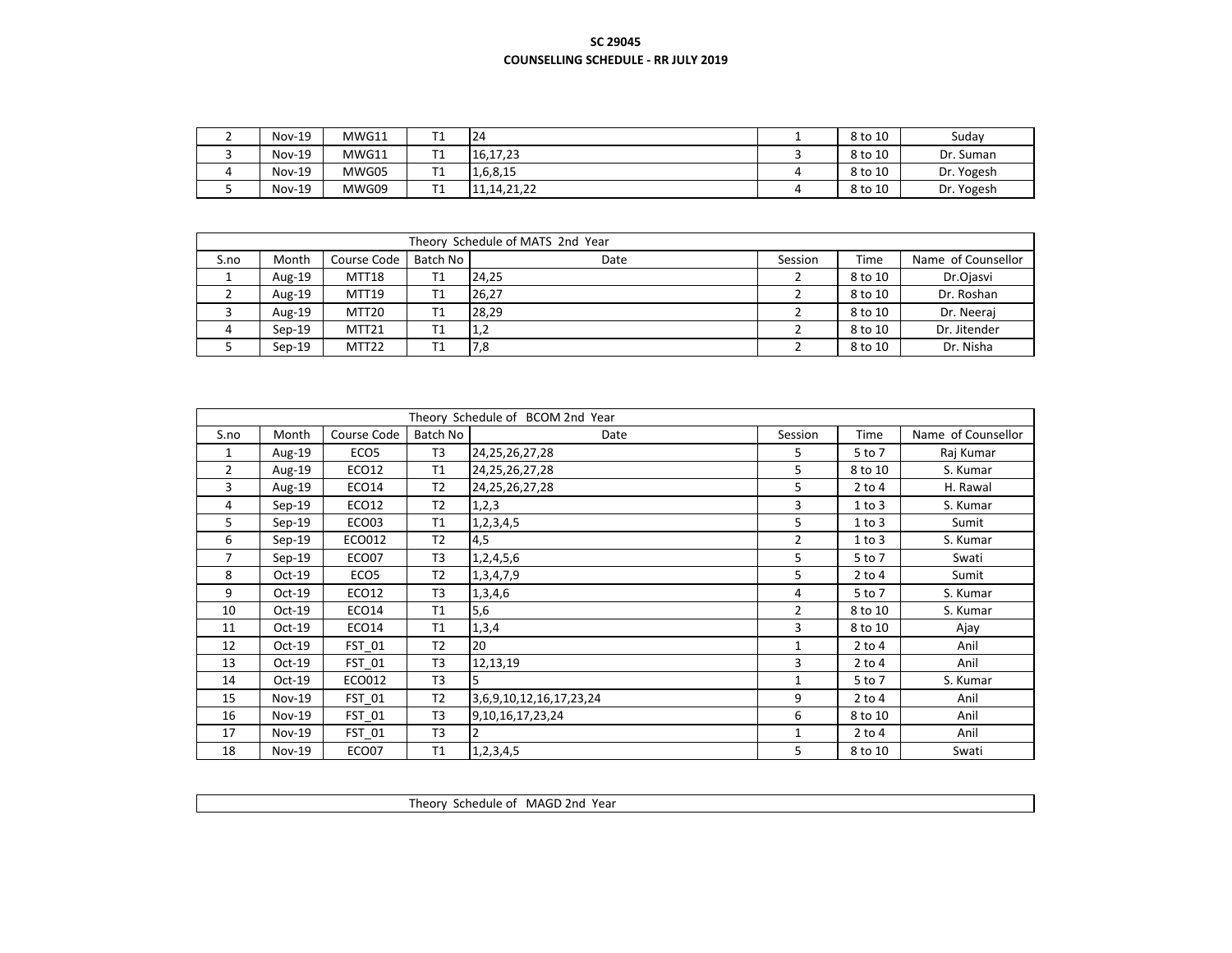**SC 29045**
**COUNSELLING SCHEDULE - RR JULY 2019**

| | | | | | | | |
|---|---|---|---|---|---|---|---|
| 2 | Nov-19 | MWG11 | T1 | 24 | 1 | 8 to 10 | Suday |
| 3 | Nov-19 | MWG11 | T1 | 16,17,23 | 3 | 8 to 10 | Dr. Suman |
| 4 | Nov-19 | MWG05 | T1 | 1,6,8,15 | 4 | 8 to 10 | Dr. Yogesh |
| 5 | Nov-19 | MWG09 | T1 | 11,14,21,22 | 4 | 8 to 10 | Dr. Yogesh |

| Theory Schedule of MATS 2nd Year | | | | | | | |
|---|---|---|---|---|---|---|---|
| S.no | Month | Course Code | Batch No | Date | Session | Time | Name of Counsellor |
| 1 | Aug-19 | MTT18 | T1 | 24,25 | 2 | 8 to 10 | Dr.Ojasvi |
| 2 | Aug-19 | MTT19 | T1 | 26,27 | 2 | 8 to 10 | Dr. Roshan |
| 3 | Aug-19 | MTT20 | T1 | 28,29 | 2 | 8 to 10 | Dr. Neeraj |
| 4 | Sep-19 | MTT21 | T1 | 1,2 | 2 | 8 to 10 | Dr. Jitender |
| 5 | Sep-19 | MTT22 | T1 | 7,8 | 2 | 8 to 10 | Dr. Nisha |

| Theory Schedule of BCOM 2nd Year | | | | | | | |
|---|---|---|---|---|---|---|---|
| S.no | Month | Course Code | Batch No | Date | Session | Time | Name of Counsellor |
| 1 | Aug-19 | ECO5 | T3 | 24,25,26,27,28 | 5 | 5 to 7 | Raj Kumar |
| 2 | Aug-19 | ECO12 | T1 | 24,25,26,27,28 | 5 | 8 to 10 | S. Kumar |
| 3 | Aug-19 | ECO14 | T2 | 24,25,26,27,28 | 5 | 2 to 4 | H. Rawal |
| 4 | Sep-19 | ECO12 | T2 | 1,2,3 | 3 | 1 to 3 | S. Kumar |
| 5 | Sep-19 | ECO03 | T1 | 1,2,3,4,5 | 5 | 1 to 3 | Sumit |
| 6 | Sep-19 | ECO012 | T2 | 4,5 | 2 | 1 to 3 | S. Kumar |
| 7 | Sep-19 | ECO07 | T3 | 1,2,4,5,6 | 5 | 5 to 7 | Swati |
| 8 | Oct-19 | ECO5 | T2 | 1,3,4,7,9 | 5 | 2 to 4 | Sumit |
| 9 | Oct-19 | ECO12 | T3 | 1,3,4,6 | 4 | 5 to 7 | S. Kumar |
| 10 | Oct-19 | ECO14 | T1 | 5,6 | 2 | 8 to 10 | S. Kumar |
| 11 | Oct-19 | ECO14 | T1 | 1,3,4 | 3 | 8 to 10 | Ajay |
| 12 | Oct-19 | FST_01 | T2 | 20 | 1 | 2 to 4 | Anil |
| 13 | Oct-19 | FST_01 | T3 | 12,13,19 | 3 | 2 to 4 | Anil |
| 14 | Oct-19 | ECO012 | T3 | 5 | 1 | 5 to 7 | S. Kumar |
| 15 | Nov-19 | FST_01 | T2 | 3,6,9,10,12,16,17,23,24 | 9 | 2 to 4 | Anil |
| 16 | Nov-19 | FST_01 | T3 | 9,10,16,17,23,24 | 6 | 8 to 10 | Anil |
| 17 | Nov-19 | FST_01 | T3 | 2 | 1 | 2 to 4 | Anil |
| 18 | Nov-19 | ECO07 | T1 | 1,2,3,4,5 | 5 | 8 to 10 | Swati |

| Theory Schedule of MAGD 2nd Year |
|---|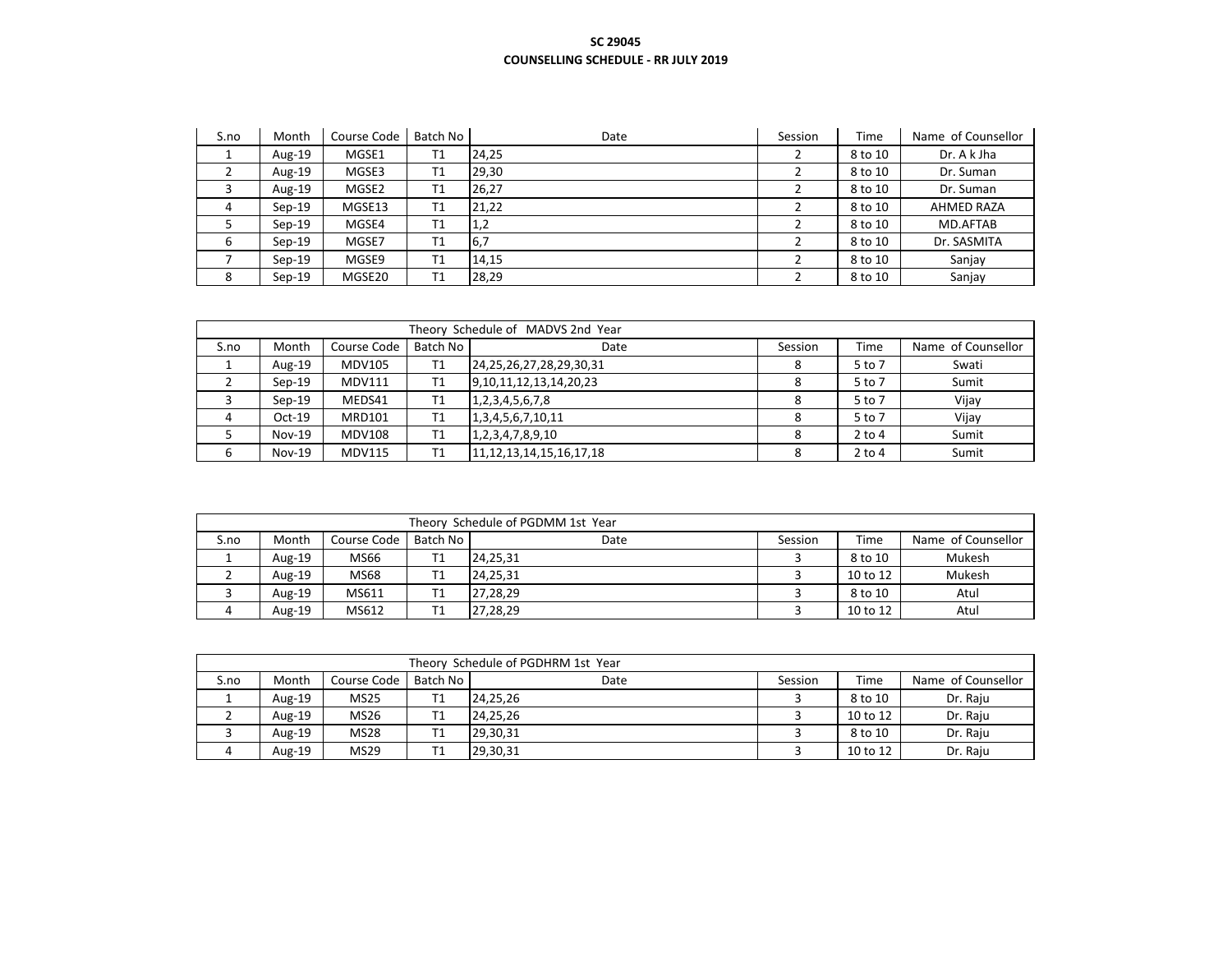**SC 29045**

**COUNSELLING SCHEDULE - RR JULY 2019**

| S.no | Month | Course Code | Batch No | Date | Session | Time | Name of Counsellor |
|---|---|---|---|---|---|---|---|
| 1 | Aug-19 | MGSE1 | T1 | 24,25 | 2 | 8 to 10 | Dr. A k Jha |
| 2 | Aug-19 | MGSE3 | T1 | 29,30 | 2 | 8 to 10 | Dr. Suman |
| 3 | Aug-19 | MGSE2 | T1 | 26,27 | 2 | 8 to 10 | Dr. Suman |
| 4 | Sep-19 | MGSE13 | T1 | 21,22 | 2 | 8 to 10 | AHMED RAZA |
| 5 | Sep-19 | MGSE4 | T1 | 1,2 | 2 | 8 to 10 | MD.AFTAB |
| 6 | Sep-19 | MGSE7 | T1 | 6,7 | 2 | 8 to 10 | Dr. SASMITA |
| 7 | Sep-19 | MGSE9 | T1 | 14,15 | 2 | 8 to 10 | Sanjay |
| 8 | Sep-19 | MGSE20 | T1 | 28,29 | 2 | 8 to 10 | Sanjay |

Theory Schedule of MADVS 2nd Year

| S.no | Month | Course Code | Batch No | Date | Session | Time | Name of Counsellor |
|---|---|---|---|---|---|---|---|
| 1 | Aug-19 | MDV105 | T1 | 24,25,26,27,28,29,30,31 | 8 | 5 to 7 | Swati |
| 2 | Sep-19 | MDV111 | T1 | 9,10,11,12,13,14,20,23 | 8 | 5 to 7 | Sumit |
| 3 | Sep-19 | MEDS41 | T1 | 1,2,3,4,5,6,7,8 | 8 | 5 to 7 | Vijay |
| 4 | Oct-19 | MRD101 | T1 | 1,3,4,5,6,7,10,11 | 8 | 5 to 7 | Vijay |
| 5 | Nov-19 | MDV108 | T1 | 1,2,3,4,7,8,9,10 | 8 | 2 to 4 | Sumit |
| 6 | Nov-19 | MDV115 | T1 | 11,12,13,14,15,16,17,18 | 8 | 2 to 4 | Sumit |

Theory Schedule of PGDMM 1st Year

| S.no | Month | Course Code | Batch No | Date | Session | Time | Name of Counsellor |
|---|---|---|---|---|---|---|---|
| 1 | Aug-19 | MS66 | T1 | 24,25,31 | 3 | 8 to 10 | Mukesh |
| 2 | Aug-19 | MS68 | T1 | 24,25,31 | 3 | 10 to 12 | Mukesh |
| 3 | Aug-19 | MS611 | T1 | 27,28,29 | 3 | 8 to 10 | Atul |
| 4 | Aug-19 | MS612 | T1 | 27,28,29 | 3 | 10 to 12 | Atul |

Theory Schedule of PGDHRM 1st Year

| S.no | Month | Course Code | Batch No | Date | Session | Time | Name of Counsellor |
|---|---|---|---|---|---|---|---|
| 1 | Aug-19 | MS25 | T1 | 24,25,26 | 3 | 8 to 10 | Dr. Raju |
| 2 | Aug-19 | MS26 | T1 | 24,25,26 | 3 | 10 to 12 | Dr. Raju |
| 3 | Aug-19 | MS28 | T1 | 29,30,31 | 3 | 8 to 10 | Dr. Raju |
| 4 | Aug-19 | MS29 | T1 | 29,30,31 | 3 | 10 to 12 | Dr. Raju |